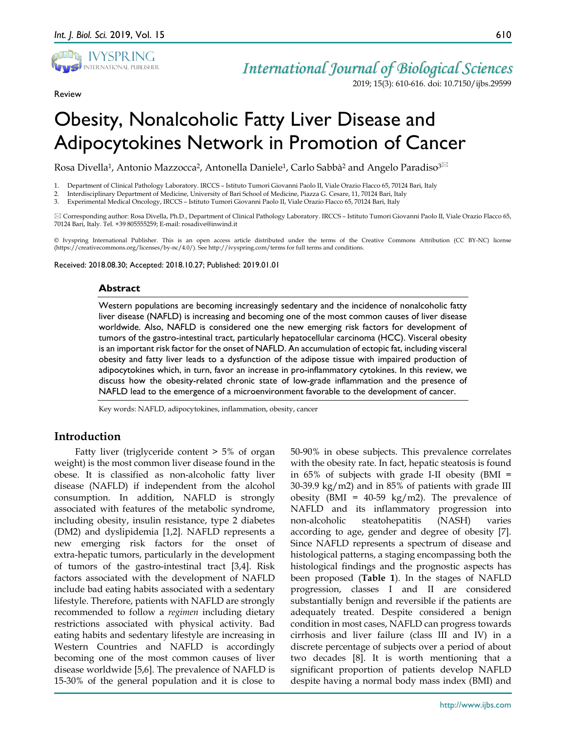Review

# Obesity, Nonalcoholic Fatty Liver Disease and Adipocytokines Network in Promotion of Cancer

Rosa Divella[1], Antonio Mazzocca[2], Antonella Daniele[1], Carlo Sabbà[2] and Angelo Paradiso[3]

1. Department of Clinical Pathology Laboratory. IRCCS – Istituto Tumori Giovanni Paolo II, Viale Orazio Flacco 65, 70124 Bari, Italy
2. Interdisciplinary Department of Medicine, University of Bari School of Medicine, Piazza G. Cesare, 11, 70124 Bari, Italy
3. Experimental Medical Oncology, IRCCS – Istituto Tumori Giovanni Paolo II, Viale Orazio Flacco 65, 70124 Bari, Italy

✉ Corresponding author: Rosa Divella, Ph.D., Department of Clinical Pathology Laboratory. IRCCS – Istituto Tumori Giovanni Paolo II, Viale Orazio Flacco 65, 70124 Bari, Italy. Tel. +39 805555259; E-mail: rosadive@inwind.it

© Ivyspring International Publisher. This is an open access article distributed under the terms of the Creative Commons Attribution (CC BY-NC) license (https://creativecommons.org/licenses/by-nc/4.0/). See http://ivyspring.com/terms for full terms and conditions.

Received: 2018.08.30; Accepted: 2018.10.27; Published: 2019.01.01

## Abstract

Western populations are becoming increasingly sedentary and the incidence of nonalcoholic fatty liver disease (NAFLD) is increasing and becoming one of the most common causes of liver disease worldwide. Also, NAFLD is considered one the new emerging risk factors for development of tumors of the gastro-intestinal tract, particularly hepatocellular carcinoma (HCC). Visceral obesity is an important risk factor for the onset of NAFLD. An accumulation of ectopic fat, including visceral obesity and fatty liver leads to a dysfunction of the adipose tissue with impaired production of adipocytokines which, in turn, favor an increase in pro-inflammatory cytokines. In this review, we discuss how the obesity-related chronic state of low-grade inflammation and the presence of NAFLD lead to the emergence of a microenvironment favorable to the development of cancer.

Key words: NAFLD, adipocytokines, inflammation, obesity, cancer

## Introduction

Fatty liver (triglyceride content > 5% of organ weight) is the most common liver disease found in the obese. It is classified as non-alcoholic fatty liver disease (NAFLD) if independent from the alcohol consumption. In addition, NAFLD is strongly associated with features of the metabolic syndrome, including obesity, insulin resistance, type 2 diabetes (DM2) and dyslipidemia [1,2]. NAFLD represents a new emerging risk factors for the onset of extra-hepatic tumors, particularly in the development of tumors of the gastro-intestinal tract [3,4]. Risk factors associated with the development of NAFLD include bad eating habits associated with a sedentary lifestyle. Therefore, patients with NAFLD are strongly recommended to follow a *regimen* including dietary restrictions associated with physical activity. Bad eating habits and sedentary lifestyle are increasing in Western Countries and NAFLD is accordingly becoming one of the most common causes of liver disease worldwide [5,6]. The prevalence of NAFLD is 15-30% of the general population and it is close to 50-90% in obese subjects. This prevalence correlates with the obesity rate. In fact, hepatic steatosis is found in 65% of subjects with grade I-II obesity (BMI = 30-39.9 kg/m2) and in 85% of patients with grade III obesity (BMI = 40-59 kg/m2). The prevalence of NAFLD and its inflammatory progression into non-alcoholic steatohepatitis (NASH) varies according to age, gender and degree of obesity [7]. Since NAFLD represents a spectrum of disease and histological patterns, a staging encompassing both the histological findings and the prognostic aspects has been proposed (**Table 1**). In the stages of NAFLD progression, classes I and II are considered substantially benign and reversible if the patients are adequately treated. Despite considered a benign condition in most cases, NAFLD can progress towards cirrhosis and liver failure (class III and IV) in a discrete percentage of subjects over a period of about two decades [8]. It is worth mentioning that a significant proportion of patients develop NAFLD despite having a normal body mass index (BMI) and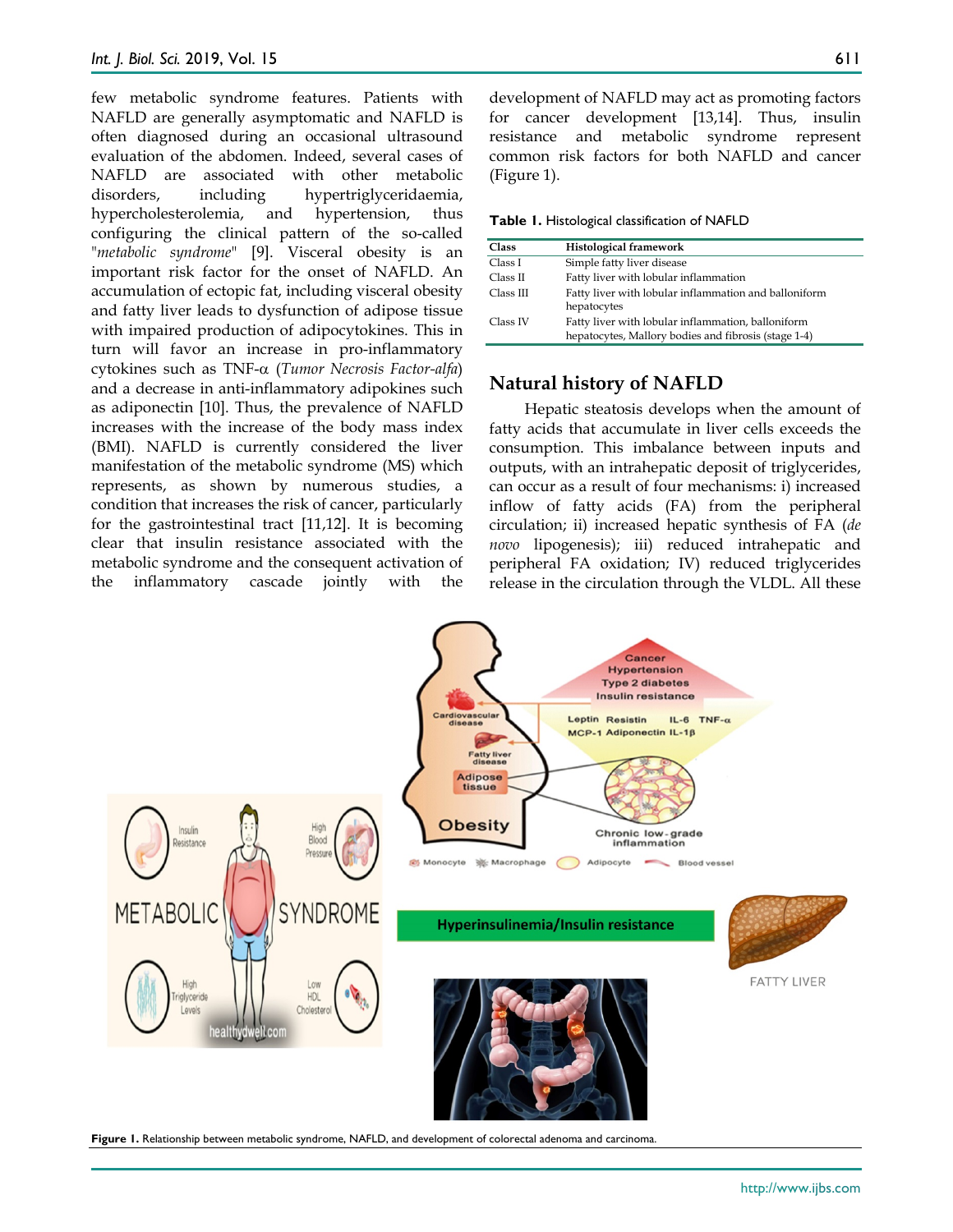few metabolic syndrome features. Patients with NAFLD are generally asymptomatic and NAFLD is often diagnosed during an occasional ultrasound evaluation of the abdomen. Indeed, several cases of NAFLD are associated with other metabolic disorders, including hypertriglyceridaemia, hypercholesterolemia, and hypertension, thus configuring the clinical pattern of the so-called "*metabolic syndrome*" [9]. Visceral obesity is an important risk factor for the onset of NAFLD. An accumulation of ectopic fat, including visceral obesity and fatty liver leads to dysfunction of adipose tissue with impaired production of adipocytokines. This in turn will favor an increase in pro-inflammatory cytokines such as TNF-α (*Tumor Necrosis Factor-alfa*) and a decrease in anti-inflammatory adipokines such as adiponectin [10]. Thus, the prevalence of NAFLD increases with the increase of the body mass index (BMI). NAFLD is currently considered the liver manifestation of the metabolic syndrome (MS) which represents, as shown by numerous studies, a condition that increases the risk of cancer, particularly for the gastrointestinal tract [11,12]. It is becoming clear that insulin resistance associated with the metabolic syndrome and the consequent activation of the inflammatory cascade jointly with the development of NAFLD may act as promoting factors for cancer development [13,14]. Thus, insulin resistance and metabolic syndrome represent common risk factors for both NAFLD and cancer (Figure 1).

**Table 1.** Histological classification of NAFLD

| Class | Histological framework |
|---|---|
| Class I | Simple fatty liver disease |
| Class II | Fatty liver with lobular inflammation |
| Class III | Fatty liver with lobular inflammation and balloniform hepatocytes |
| Class IV | Fatty liver with lobular inflammation, balloniform hepatocytes, Mallory bodies and fibrosis (stage 1-4) |

## Natural history of NAFLD

Hepatic steatosis develops when the amount of fatty acids that accumulate in liver cells exceeds the consumption. This imbalance between inputs and outputs, with an intrahepatic deposit of triglycerides, can occur as a result of four mechanisms: i) increased inflow of fatty acids (FA) from the peripheral circulation; ii) increased hepatic synthesis of FA (*de novo* lipogenesis); iii) reduced intrahepatic and peripheral FA oxidation; IV) reduced triglycerides release in the circulation through the VLDL. All these

**Figure 1.** Relationship between metabolic syndrome, NAFLD, and development of colorectal adenoma and carcinoma.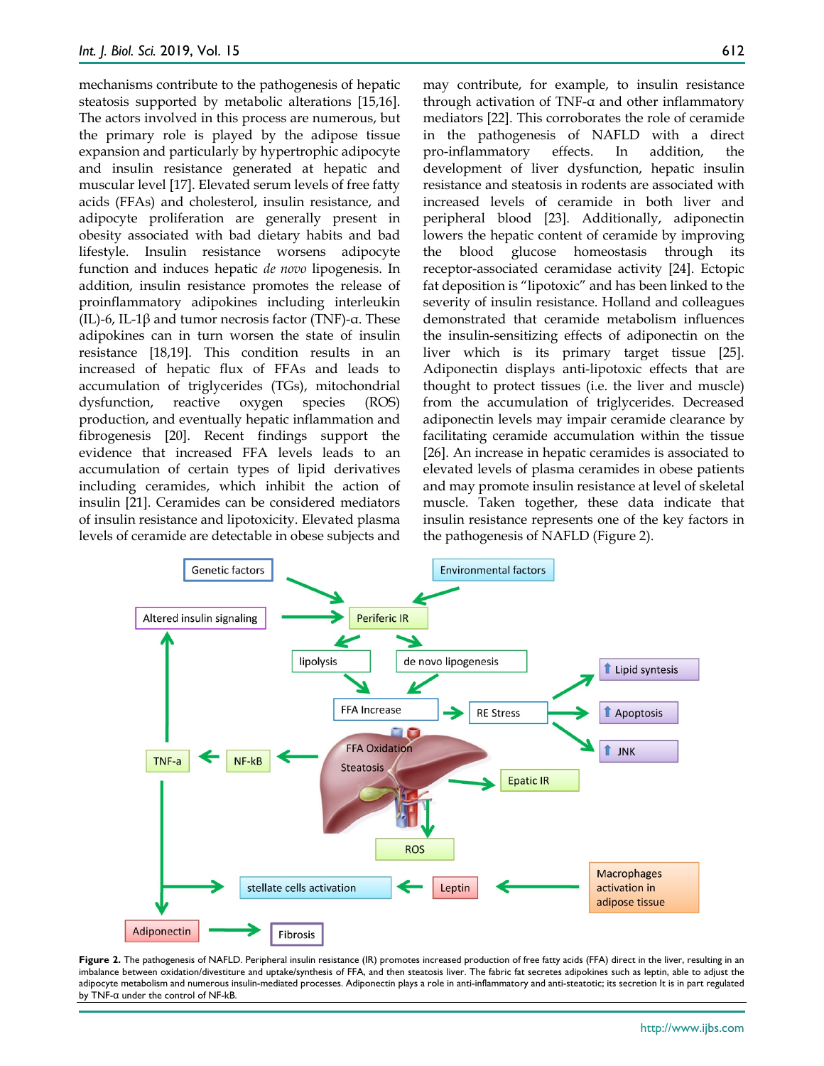mechanisms contribute to the pathogenesis of hepatic steatosis supported by metabolic alterations [15,16]. The actors involved in this process are numerous, but the primary role is played by the adipose tissue expansion and particularly by hypertrophic adipocyte and insulin resistance generated at hepatic and muscular level [17]. Elevated serum levels of free fatty acids (FFAs) and cholesterol, insulin resistance, and adipocyte proliferation are generally present in obesity associated with bad dietary habits and bad lifestyle. Insulin resistance worsens adipocyte function and induces hepatic *de novo* lipogenesis. In addition, insulin resistance promotes the release of proinflammatory adipokines including interleukin (IL)-6, IL-1β and tumor necrosis factor (TNF)-α. These adipokines can in turn worsen the state of insulin resistance [18,19]. This condition results in an increased of hepatic flux of FFAs and leads to accumulation of triglycerides (TGs), mitochondrial dysfunction, reactive oxygen species (ROS) production, and eventually hepatic inflammation and fibrogenesis [20]. Recent findings support the evidence that increased FFA levels leads to an accumulation of certain types of lipid derivatives including ceramides, which inhibit the action of insulin [21]. Ceramides can be considered mediators of insulin resistance and lipotoxicity. Elevated plasma levels of ceramide are detectable in obese subjects and may contribute, for example, to insulin resistance through activation of TNF-α and other inflammatory mediators [22]. This corroborates the role of ceramide in the pathogenesis of NAFLD with a direct pro-inflammatory effects. In addition, the development of liver dysfunction, hepatic insulin resistance and steatosis in rodents are associated with increased levels of ceramide in both liver and peripheral blood [23]. Additionally, adiponectin lowers the hepatic content of ceramide by improving the blood glucose homeostasis through its receptor-associated ceramidase activity [24]. Ectopic fat deposition is "lipotoxic" and has been linked to the severity of insulin resistance. Holland and colleagues demonstrated that ceramide metabolism influences the insulin-sensitizing effects of adiponectin on the liver which is its primary target tissue [25]. Adiponectin displays anti-lipotoxic effects that are thought to protect tissues (i.e. the liver and muscle) from the accumulation of triglycerides. Decreased adiponectin levels may impair ceramide clearance by facilitating ceramide accumulation within the tissue [26]. An increase in hepatic ceramides is associated to elevated levels of plasma ceramides in obese patients and may promote insulin resistance at level of skeletal muscle. Taken together, these data indicate that insulin resistance represents one of the key factors in the pathogenesis of NAFLD (Figure 2).

**Figure 2.** The pathogenesis of NAFLD. Peripheral insulin resistance (IR) promotes increased production of free fatty acids (FFA) direct in the liver, resulting in an imbalance between oxidation/divestiture and uptake/synthesis of FFA, and then steatosis liver. The fabric fat secretes adipokines such as leptin, able to adjust the adipocyte metabolism and numerous insulin-mediated processes. Adiponectin plays a role in anti-inflammatory and anti-steatotic; its secretion It is in part regulated by TNF-α under the control of NF-kB.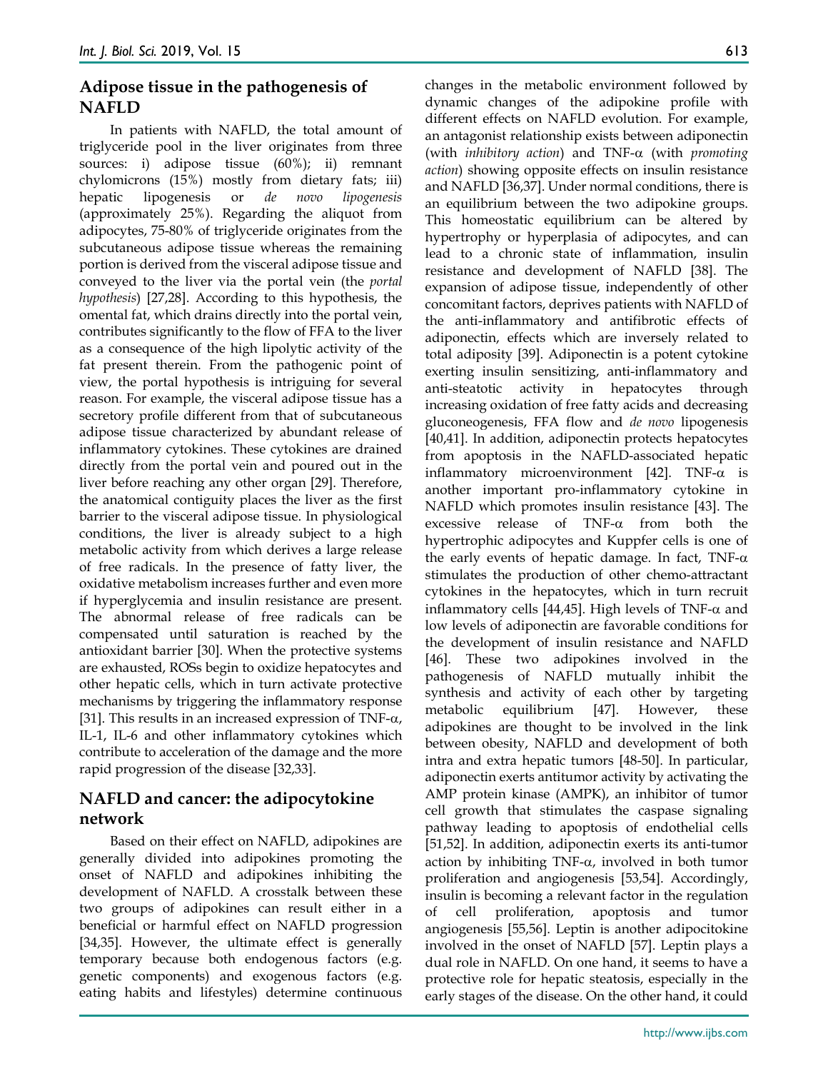## Adipose tissue in the pathogenesis of NAFLD

In patients with NAFLD, the total amount of triglyceride pool in the liver originates from three sources: i) adipose tissue (60%); ii) remnant chylomicrons (15%) mostly from dietary fats; iii) hepatic lipogenesis or *de novo lipogenesis* (approximately 25%). Regarding the aliquot from adipocytes, 75-80% of triglyceride originates from the subcutaneous adipose tissue whereas the remaining portion is derived from the visceral adipose tissue and conveyed to the liver via the portal vein (the *portal hypothesis*) [27,28]. According to this hypothesis, the omental fat, which drains directly into the portal vein, contributes significantly to the flow of FFA to the liver as a consequence of the high lipolytic activity of the fat present therein. From the pathogenic point of view, the portal hypothesis is intriguing for several reason. For example, the visceral adipose tissue has a secretory profile different from that of subcutaneous adipose tissue characterized by abundant release of inflammatory cytokines. These cytokines are drained directly from the portal vein and poured out in the liver before reaching any other organ [29]. Therefore, the anatomical contiguity places the liver as the first barrier to the visceral adipose tissue. In physiological conditions, the liver is already subject to a high metabolic activity from which derives a large release of free radicals. In the presence of fatty liver, the oxidative metabolism increases further and even more if hyperglycemia and insulin resistance are present. The abnormal release of free radicals can be compensated until saturation is reached by the antioxidant barrier [30]. When the protective systems are exhausted, ROSs begin to oxidize hepatocytes and other hepatic cells, which in turn activate protective mechanisms by triggering the inflammatory response [31]. This results in an increased expression of TNF-α, IL-1, IL-6 and other inflammatory cytokines which contribute to acceleration of the damage and the more rapid progression of the disease [32,33].

## NAFLD and cancer: the adipocytokine network

Based on their effect on NAFLD, adipokines are generally divided into adipokines promoting the onset of NAFLD and adipokines inhibiting the development of NAFLD. A crosstalk between these two groups of adipokines can result either in a beneficial or harmful effect on NAFLD progression [34,35]. However, the ultimate effect is generally temporary because both endogenous factors (e.g. genetic components) and exogenous factors (e.g. eating habits and lifestyles) determine continuous changes in the metabolic environment followed by dynamic changes of the adipokine profile with different effects on NAFLD evolution. For example, an antagonist relationship exists between adiponectin (with *inhibitory action*) and TNF-α (with *promoting action*) showing opposite effects on insulin resistance and NAFLD [36,37]. Under normal conditions, there is an equilibrium between the two adipokine groups. This homeostatic equilibrium can be altered by hypertrophy or hyperplasia of adipocytes, and can lead to a chronic state of inflammation, insulin resistance and development of NAFLD [38]. The expansion of adipose tissue, independently of other concomitant factors, deprives patients with NAFLD of the anti-inflammatory and antifibrotic effects of adiponectin, effects which are inversely related to total adiposity [39]. Adiponectin is a potent cytokine exerting insulin sensitizing, anti-inflammatory and anti-steatotic activity in hepatocytes through increasing oxidation of free fatty acids and decreasing gluconeogenesis, FFA flow and *de novo* lipogenesis [40,41]. In addition, adiponectin protects hepatocytes from apoptosis in the NAFLD-associated hepatic inflammatory microenvironment [42]. TNF-α is another important pro-inflammatory cytokine in NAFLD which promotes insulin resistance [43]. The excessive release of TNF-α from both the hypertrophic adipocytes and Kupffer cells is one of the early events of hepatic damage. In fact, TNF-α stimulates the production of other chemo-attractant cytokines in the hepatocytes, which in turn recruit inflammatory cells [44,45]. High levels of TNF-α and low levels of adiponectin are favorable conditions for the development of insulin resistance and NAFLD [46]. These two adipokines involved in the pathogenesis of NAFLD mutually inhibit the synthesis and activity of each other by targeting metabolic equilibrium [47]. However, these adipokines are thought to be involved in the link between obesity, NAFLD and development of both intra and extra hepatic tumors [48-50]. In particular, adiponectin exerts antitumor activity by activating the AMP protein kinase (AMPK), an inhibitor of tumor cell growth that stimulates the caspase signaling pathway leading to apoptosis of endothelial cells [51,52]. In addition, adiponectin exerts its anti-tumor action by inhibiting TNF-α, involved in both tumor proliferation and angiogenesis [53,54]. Accordingly, insulin is becoming a relevant factor in the regulation of cell proliferation, apoptosis and tumor angiogenesis [55,56]. Leptin is another adipocitokine involved in the onset of NAFLD [57]. Leptin plays a dual role in NAFLD. On one hand, it seems to have a protective role for hepatic steatosis, especially in the early stages of the disease. On the other hand, it could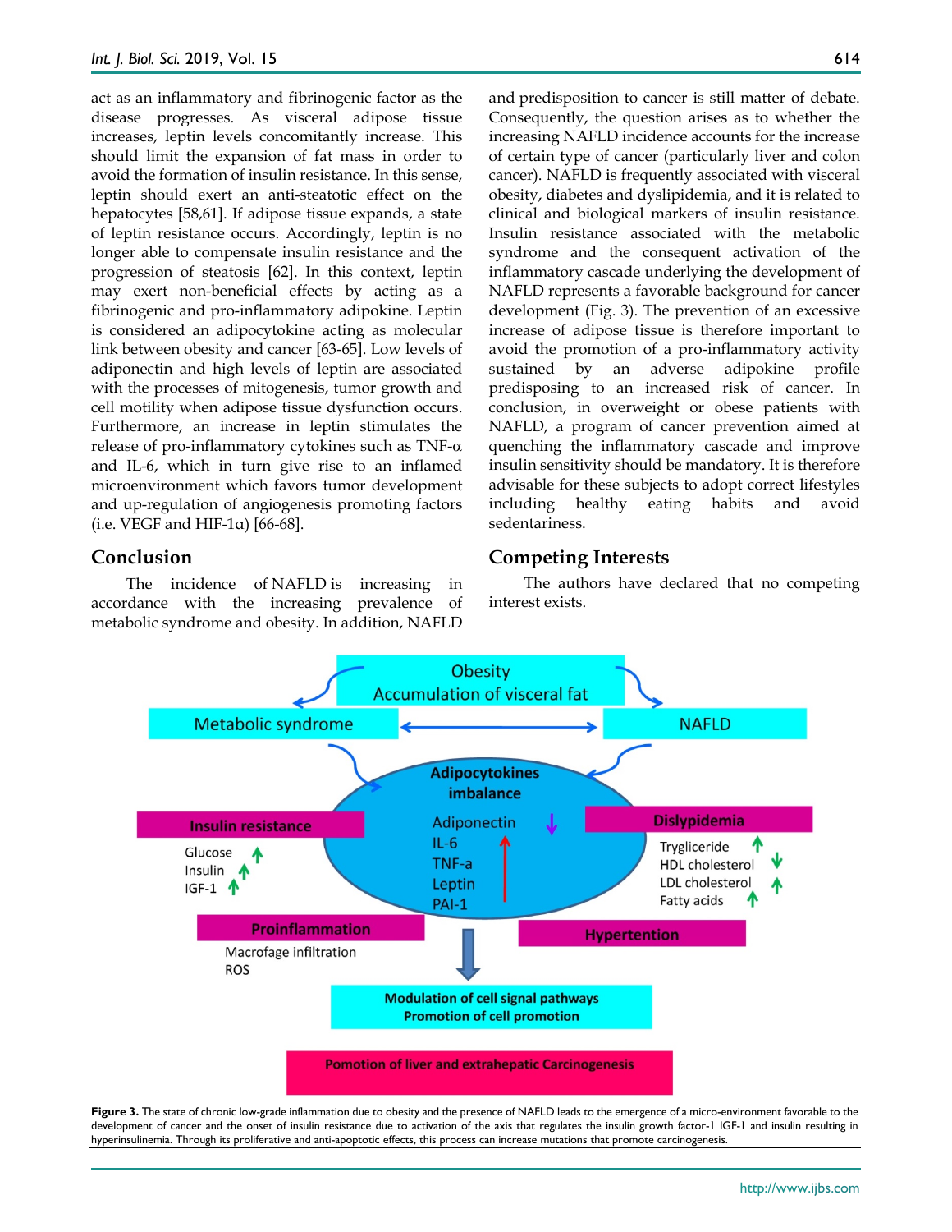act as an inflammatory and fibrinogenic factor as the disease progresses. As visceral adipose tissue increases, leptin levels concomitantly increase. This should limit the expansion of fat mass in order to avoid the formation of insulin resistance. In this sense, leptin should exert an anti-steatotic effect on the hepatocytes [58,61]. If adipose tissue expands, a state of leptin resistance occurs. Accordingly, leptin is no longer able to compensate insulin resistance and the progression of steatosis [62]. In this context, leptin may exert non-beneficial effects by acting as a fibrinogenic and pro-inflammatory adipokine. Leptin is considered an adipocytokine acting as molecular link between obesity and cancer [63-65]. Low levels of adiponectin and high levels of leptin are associated with the processes of mitogenesis, tumor growth and cell motility when adipose tissue dysfunction occurs. Furthermore, an increase in leptin stimulates the release of pro-inflammatory cytokines such as TNF-$\alpha$ and IL-6, which in turn give rise to an inflamed microenvironment which favors tumor development and up-regulation of angiogenesis promoting factors (i.e. VEGF and HIF-1$\alpha$) [66-68].

## Conclusion

The incidence of NAFLD is increasing in accordance with the increasing prevalence of metabolic syndrome and obesity. In addition, NAFLD and predisposition to cancer is still matter of debate. Consequently, the question arises as to whether the increasing NAFLD incidence accounts for the increase of certain type of cancer (particularly liver and colon cancer). NAFLD is frequently associated with visceral obesity, diabetes and dyslipidemia, and it is related to clinical and biological markers of insulin resistance. Insulin resistance associated with the metabolic syndrome and the consequent activation of the inflammatory cascade underlying the development of NAFLD represents a favorable background for cancer development (Fig. 3). The prevention of an excessive increase of adipose tissue is therefore important to avoid the promotion of a pro-inflammatory activity sustained by an adverse adipokine profile predisposing to an increased risk of cancer. In conclusion, in overweight or obese patients with NAFLD, a program of cancer prevention aimed at quenching the inflammatory cascade and improve insulin sensitivity should be mandatory. It is therefore advisable for these subjects to adopt correct lifestyles including healthy eating habits and avoid sedentariness.

## Competing Interests

The authors have declared that no competing interest exists.

**Figure 3.** The state of chronic low-grade inflammation due to obesity and the presence of NAFLD leads to the emergence of a micro-environment favorable to the development of cancer and the onset of insulin resistance due to activation of the axis that regulates the insulin growth factor-1 IGF-1 and insulin resulting in hyperinsulinemia. Through its proliferative and anti-apoptotic effects, this process can increase mutations that promote carcinogenesis.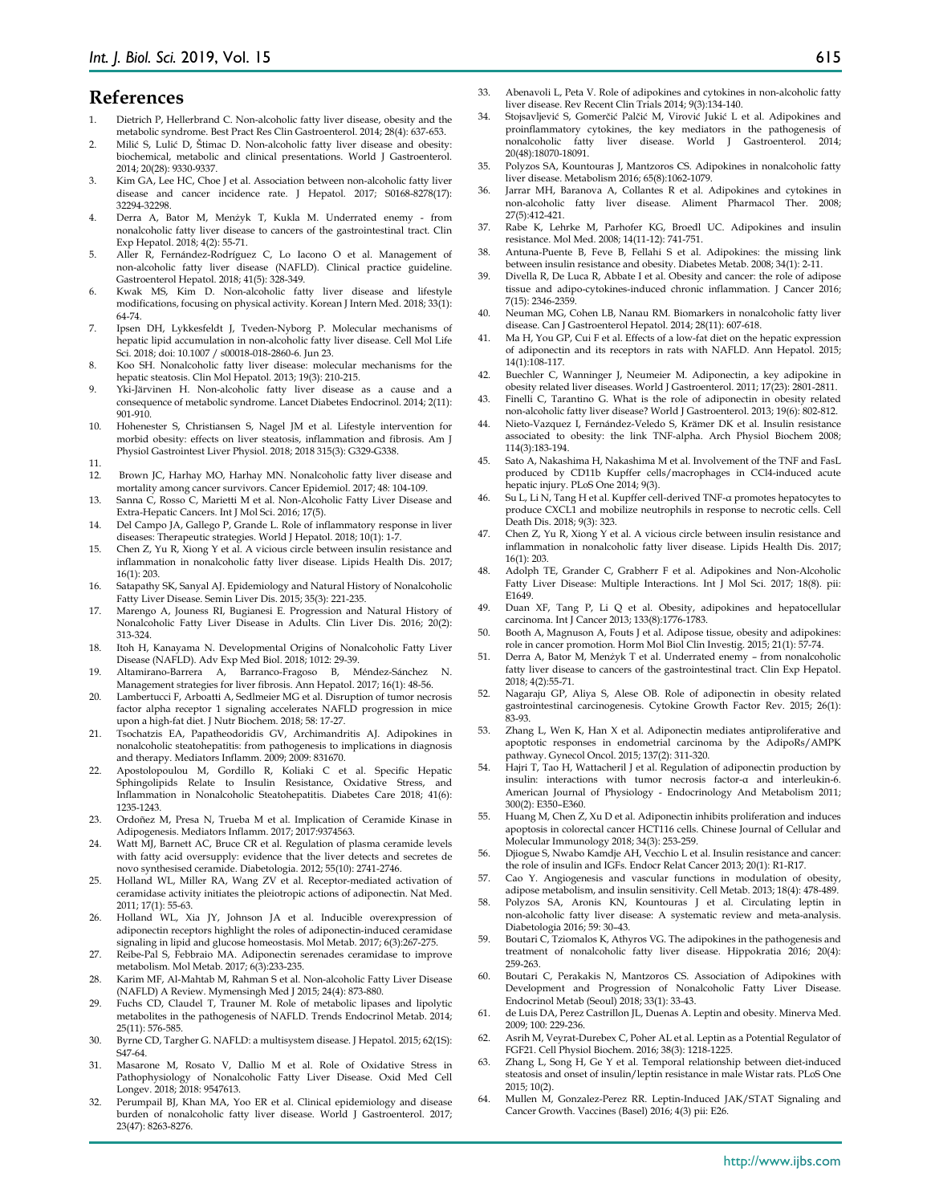## References

1. Dietrich P, Hellerbrand C. Non-alcoholic fatty liver disease, obesity and the metabolic syndrome. Best Pract Res Clin Gastroenterol. 2014; 28(4): 637-653.
2. Milić S, Lulić D, Štimac D. Non-alcoholic fatty liver disease and obesity: biochemical, metabolic and clinical presentations. World J Gastroenterol. 2014; 20(28): 9330-9337.
3. Kim GA, Lee HC, Choe J et al. Association between non-alcoholic fatty liver disease and cancer incidence rate. J Hepatol. 2017; S0168-8278(17): 32294-32298.
4. Derra A, Bator M, Menżyk T, Kukla M. Underrated enemy - from nonalcoholic fatty liver disease to cancers of the gastrointestinal tract. Clin Exp Hepatol. 2018; 4(2): 55-71.
5. Aller R, Fernández-Rodríguez C, Lo Iacono O et al. Management of non-alcoholic fatty liver disease (NAFLD). Clinical practice guideline. Gastroenterol Hepatol. 2018; 41(5): 328-349.
6. Kwak MS, Kim D. Non-alcoholic fatty liver disease and lifestyle modifications, focusing on physical activity. Korean J Intern Med. 2018; 33(1): 64-74.
7. Ipsen DH, Lykkesfeldt J, Tveden-Nyborg P. Molecular mechanisms of hepatic lipid accumulation in non-alcoholic fatty liver disease. Cell Mol Life Sci. 2018; doi: 10.1007 / s00018-018-2860-6. Jun 23.
8. Koo SH. Nonalcoholic fatty liver disease: molecular mechanisms for the hepatic steatosis. Clin Mol Hepatol. 2013; 19(3): 210-215.
9. Yki-Järvinen H. Non-alcoholic fatty liver disease as a cause and a consequence of metabolic syndrome. Lancet Diabetes Endocrinol. 2014; 2(11): 901-910.
10. Hohenester S, Christiansen S, Nagel JM et al. Lifestyle intervention for morbid obesity: effects on liver steatosis, inflammation and fibrosis. Am J Physiol Gastrointest Liver Physiol. 2018; 2018 315(3): G329-G338.
11.
12. Brown JC, Harhay MO, Harhay MN. Nonalcoholic fatty liver disease and mortality among cancer survivors. Cancer Epidemiol. 2017; 48: 104-109.
13. Sanna C, Rosso C, Marietti M et al. Non-Alcoholic Fatty Liver Disease and Extra-Hepatic Cancers. Int J Mol Sci. 2016; 17(5).
14. Del Campo JA, Gallego P, Grande L. Role of inflammatory response in liver diseases: Therapeutic strategies. World J Hepatol. 2018; 10(1): 1-7.
15. Chen Z, Yu R, Xiong Y et al. A vicious circle between insulin resistance and inflammation in nonalcoholic fatty liver disease. Lipids Health Dis. 2017; 16(1): 203.
16. Satapathy SK, Sanyal AJ. Epidemiology and Natural History of Nonalcoholic Fatty Liver Disease. Semin Liver Dis. 2015; 35(3): 221-235.
17. Marengo A, Jouness RI, Bugianesi E. Progression and Natural History of Nonalcoholic Fatty Liver Disease in Adults. Clin Liver Dis. 2016; 20(2): 313-324.
18. Itoh H, Kanayama N. Developmental Origins of Nonalcoholic Fatty Liver Disease (NAFLD). Adv Exp Med Biol. 2018; 1012: 29-39.
19. Altamirano-Barrera A, Barranco-Fragoso B, Méndez-Sánchez N. Management strategies for liver fibrosis. Ann Hepatol. 2017; 16(1): 48-56.
20. Lambertucci F, Arboatti A, Sedlmeier MG et al. Disruption of tumor necrosis factor alpha receptor 1 signaling accelerates NAFLD progression in mice upon a high-fat diet. J Nutr Biochem. 2018; 58: 17-27.
21. Tsochatzis EA, Papatheodoridis GV, Archimandritis AJ. Adipokines in nonalcoholic steatohepatitis: from pathogenesis to implications in diagnosis and therapy. Mediators Inflamm. 2009; 2009: 831670.
22. Apostolopoulou M, Gordillo R, Koliaki C et al. Specific Hepatic Sphingolipids Relate to Insulin Resistance, Oxidative Stress, and Inflammation in Nonalcoholic Steatohepatitis. Diabetes Care 2018; 41(6): 1235-1243.
23. Ordoñez M, Presa N, Trueba M et al. Implication of Ceramide Kinase in Adipogenesis. Mediators Inflamm. 2017; 2017:9374563.
24. Watt MJ, Barnett AC, Bruce CR et al. Regulation of plasma ceramide levels with fatty acid oversupply: evidence that the liver detects and secretes de novo synthesised ceramide. Diabetologia. 2012; 55(10): 2741-2746.
25. Holland WL, Miller RA, Wang ZV et al. Receptor-mediated activation of ceramidase activity initiates the pleiotropic actions of adiponectin. Nat Med. 2011; 17(1): 55-63.
26. Holland WL, Xia JY, Johnson JA et al. Inducible overexpression of adiponectin receptors highlight the roles of adiponectin-induced ceramidase signaling in lipid and glucose homeostasis. Mol Metab. 2017; 6(3):267-275.
27. Reibe-Pal S, Febbraio MA. Adiponectin serenades ceramidase to improve metabolism. Mol Metab. 2017; 6(3):233-235.
28. Karim MF, Al-Mahtab M, Rahman S et al. Non-alcoholic Fatty Liver Disease (NAFLD) A Review. Mymensingh Med J 2015; 24(4): 873-880.
29. Fuchs CD, Claudel T, Trauner M. Role of metabolic lipases and lipolytic metabolites in the pathogenesis of NAFLD. Trends Endocrinol Metab. 2014; 25(11): 576-585.
30. Byrne CD, Targher G. NAFLD: a multisystem disease. J Hepatol. 2015; 62(1S): S47-64.
31. Masarone M, Rosato V, Dallio M et al. Role of Oxidative Stress in Pathophysiology of Nonalcoholic Fatty Liver Disease. Oxid Med Cell Longev. 2018; 2018: 9547613.
32. Perumpail BJ, Khan MA, Yoo ER et al. Clinical epidemiology and disease burden of nonalcoholic fatty liver disease. World J Gastroenterol. 2017; 23(47): 8263-8276.
33. Abenavoli L, Peta V. Role of adipokines and cytokines in non-alcoholic fatty liver disease. Rev Recent Clin Trials 2014; 9(3):134-140.
34. Stojsavljević S, Gomerčić Palčić M, Virović Jukić L et al. Adipokines and proinflammatory cytokines, the key mediators in the pathogenesis of nonalcoholic fatty liver disease. World J Gastroenterol. 2014; 20(48):18070-18091.
35. Polyzos SA, Kountouras J, Mantzoros CS. Adipokines in nonalcoholic fatty liver disease. Metabolism 2016; 65(8):1062-1079.
36. Jarrar MH, Baranova A, Collantes R et al. Adipokines and cytokines in non-alcoholic fatty liver disease. Aliment Pharmacol Ther. 2008; 27(5):412-421.
37. Rabe K, Lehrke M, Parhofer KG, Broedl UC. Adipokines and insulin resistance. Mol Med. 2008; 14(11-12): 741-751.
38. Antuna-Puente B, Feve B, Fellahi S et al. Adipokines: the missing link between insulin resistance and obesity. Diabetes Metab. 2008; 34(1): 2-11.
39. Divella R, De Luca R, Abbate I et al. Obesity and cancer: the role of adipose tissue and adipo-cytokines-induced chronic inflammation. J Cancer 2016; 7(15): 2346-2359.
40. Neuman MG, Cohen LB, Nanau RM. Biomarkers in nonalcoholic fatty liver disease. Can J Gastroenterol Hepatol. 2014; 28(11): 607-618.
41. Ma H, You GP, Cui F et al. Effects of a low-fat diet on the hepatic expression of adiponectin and its receptors in rats with NAFLD. Ann Hepatol. 2015; 14(1):108-117.
42. Buechler C, Wanninger J, Neumeier M. Adiponectin, a key adipokine in obesity related liver diseases. World J Gastroenterol. 2011; 17(23): 2801-2811.
43. Finelli C, Tarantino G. What is the role of adiponectin in obesity related non-alcoholic fatty liver disease? World J Gastroenterol. 2013; 19(6): 802-812.
44. Nieto-Vazquez I, Fernández-Veledo S, Krämer DK et al. Insulin resistance associated to obesity: the link TNF-alpha. Arch Physiol Biochem 2008; 114(3):183-194.
45. Sato A, Nakashima H, Nakashima M et al. Involvement of the TNF and FasL produced by CD11b Kupffer cells/macrophages in CCl4-induced acute hepatic injury. PLoS One 2014; 9(3).
46. Su L, Li N, Tang H et al. Kupffer cell-derived TNF-α promotes hepatocytes to produce CXCL1 and mobilize neutrophils in response to necrotic cells. Cell Death Dis. 2018; 9(3): 323.
47. Chen Z, Yu R, Xiong Y et al. A vicious circle between insulin resistance and inflammation in nonalcoholic fatty liver disease. Lipids Health Dis. 2017; 16(1): 203.
48. Adolph TE, Grander C, Grabherr F et al. Adipokines and Non-Alcoholic Fatty Liver Disease: Multiple Interactions. Int J Mol Sci. 2017; 18(8). pii: E1649.
49. Duan XF, Tang P, Li Q et al. Obesity, adipokines and hepatocellular carcinoma. Int J Cancer 2013; 133(8):1776-1783.
50. Booth A, Magnuson A, Fouts J et al. Adipose tissue, obesity and adipokines: role in cancer promotion. Horm Mol Biol Clin Investig. 2015; 21(1): 57-74.
51. Derra A, Bator M, Menżyk T et al. Underrated enemy – from nonalcoholic fatty liver disease to cancers of the gastrointestinal tract. Clin Exp Hepatol. 2018; 4(2):55-71.
52. Nagaraju GP, Aliya S, Alese OB. Role of adiponectin in obesity related gastrointestinal carcinogenesis. Cytokine Growth Factor Rev. 2015; 26(1): 83-93.
53. Zhang L, Wen K, Han X et al. Adiponectin mediates antiproliferative and apoptotic responses in endometrial carcinoma by the AdipoRs/AMPK pathway. Gynecol Oncol. 2015; 137(2): 311-320.
54. Hajri T, Tao H, Wattacheril J et al. Regulation of adiponectin production by insulin: interactions with tumor necrosis factor-α and interleukin-6. American Journal of Physiology - Endocrinology And Metabolism 2011; 300(2): E350–E360.
55. Huang M, Chen Z, Xu D et al. Adiponectin inhibits proliferation and induces apoptosis in colorectal cancer HCT116 cells. Chinese Journal of Cellular and Molecular Immunology 2018; 34(3): 253-259.
56. Djiogue S, Nwabo Kamdje AH, Vecchio L et al. Insulin resistance and cancer: the role of insulin and IGFs. Endocr Relat Cancer 2013; 20(1): R1-R17.
57. Cao Y. Angiogenesis and vascular functions in modulation of obesity, adipose metabolism, and insulin sensitivity. Cell Metab. 2013; 18(4): 478-489.
58. Polyzos SA, Aronis KN, Kountouras J et al. Circulating leptin in non-alcoholic fatty liver disease: A systematic review and meta-analysis. Diabetologia 2016; 59: 30–43.
59. Boutari C, Tziomalos K, Athyros VG. The adipokines in the pathogenesis and treatment of nonalcoholic fatty liver disease. Hippokratia 2016; 20(4): 259-263.
60. Boutari C, Perakakis N, Mantzoros CS. Association of Adipokines with Development and Progression of Nonalcoholic Fatty Liver Disease. Endocrinol Metab (Seoul) 2018; 33(1): 33-43.
61. de Luis DA, Perez Castrillon JL, Duenas A. Leptin and obesity. Minerva Med. 2009; 100: 229-236.
62. Asrih M, Veyrat-Durebex C, Poher AL et al. Leptin as a Potential Regulator of FGF21. Cell Physiol Biochem. 2016; 38(3): 1218-1225.
63. Zhang L, Song H, Ge Y et al. Temporal relationship between diet-induced steatosis and onset of insulin/leptin resistance in male Wistar rats. PLoS One 2015; 10(2).
64. Mullen M, Gonzalez-Perez RR. Leptin-Induced JAK/STAT Signaling and Cancer Growth. Vaccines (Basel) 2016; 4(3) pii: E26.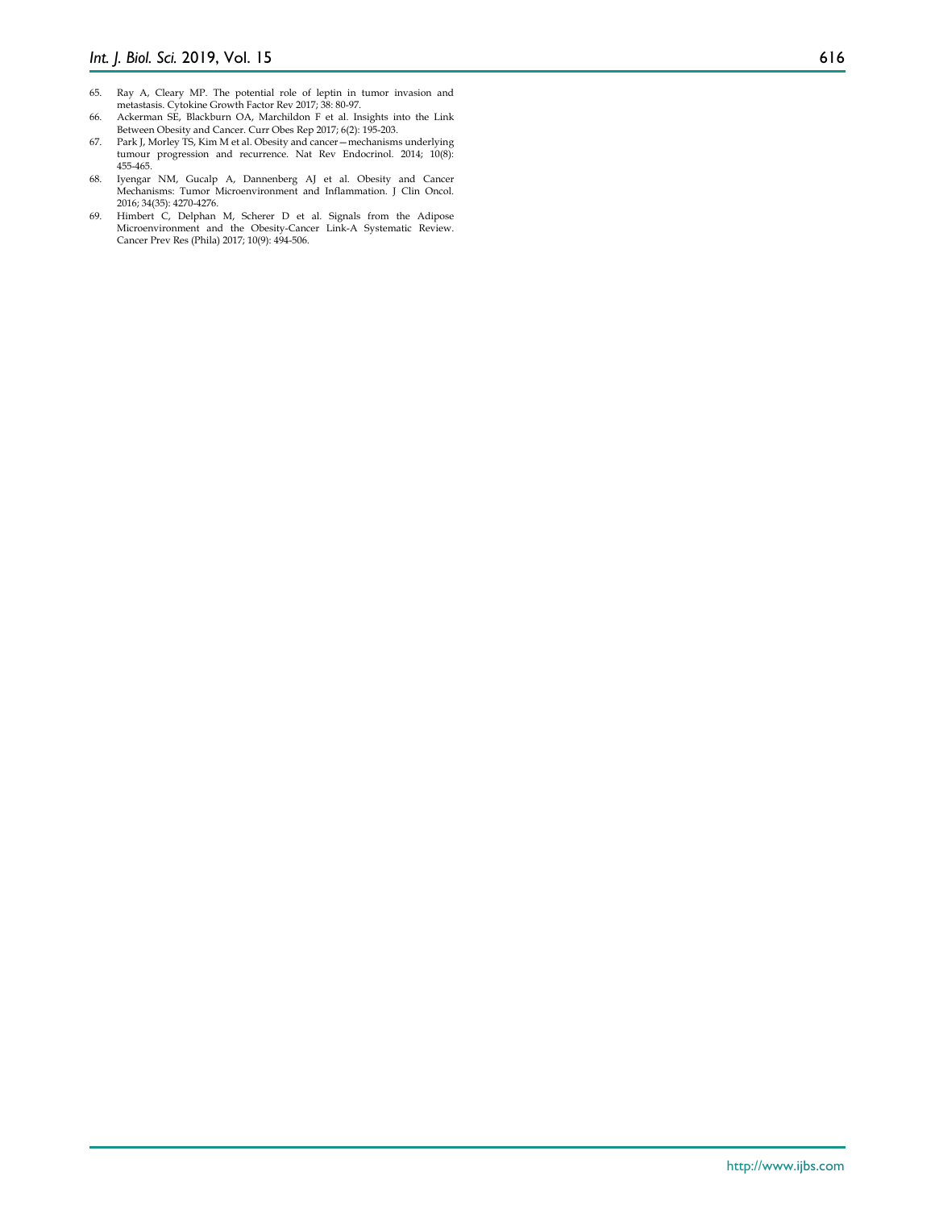65. Ray A, Cleary MP. The potential role of leptin in tumor invasion and metastasis. Cytokine Growth Factor Rev 2017; 38: 80-97.
66. Ackerman SE, Blackburn OA, Marchildon F et al. Insights into the Link Between Obesity and Cancer. Curr Obes Rep 2017; 6(2): 195-203.
67. Park J, Morley TS, Kim M et al. Obesity and cancer—mechanisms underlying tumour progression and recurrence. Nat Rev Endocrinol. 2014; 10(8): 455-465.
68. Iyengar NM, Gucalp A, Dannenberg AJ et al. Obesity and Cancer Mechanisms: Tumor Microenvironment and Inflammation. J Clin Oncol. 2016; 34(35): 4270-4276.
69. Himbert C, Delphan M, Scherer D et al. Signals from the Adipose Microenvironment and the Obesity-Cancer Link-A Systematic Review. Cancer Prev Res (Phila) 2017; 10(9): 494-506.